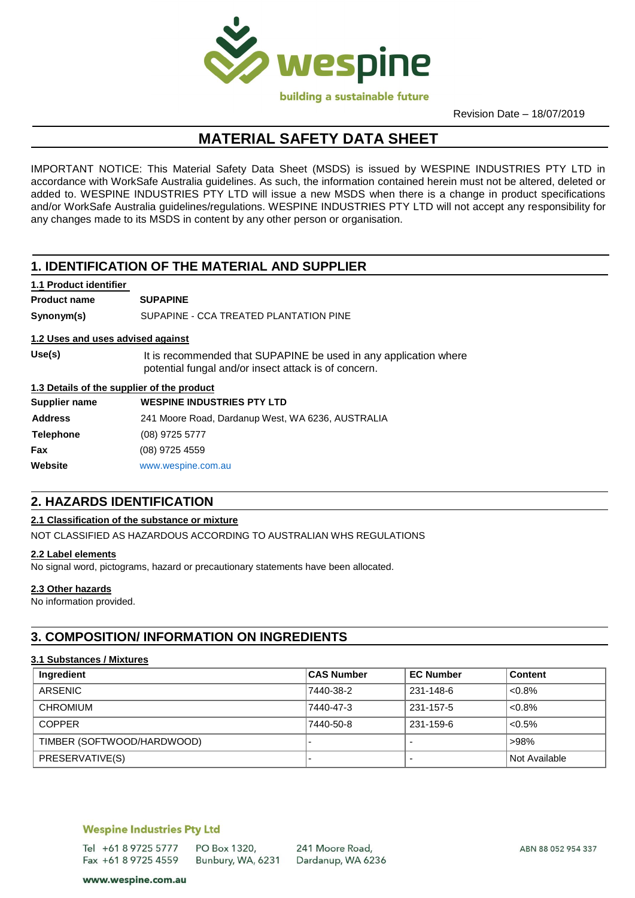Revision Date – 18/07/2019

# MATERIAL SAFETY DATA SHEET

IMPORTANT NOTICE: This Material Safety Data Sheet (MSDS) is issued by WESPINE INDUSTRIES PTY LTD in accordance with WorkSafe Australia guidelines. As such, the information contained herein must not be altered, deleted or added to. WESPINE INDUSTRIES PTY LTD will issue a new MSDS when there is a change in product specifications and/or WorkSafe Australia guidelines/regulations. WESPINE INDUSTRIES PTY LTD will not accept any responsibility for any changes made to its MSDS in content by any other person or organisation.

## 1. IDENTIFICATION OF THE MATERIAL AND SUPPLIER

### 1.1 Product identifier

**Product name** **SUPAPINE**

**Synonym(s)** SUPAPINE - CCA TREATED PLANTATION PINE

### 1.2 Uses and uses advised against

**Use(s)** It is recommended that SUPAPINE be used in any application where potential fungal and/or insect attack is of concern.

### 1.3 Details of the supplier of the product

**Supplier name** **WESPINE INDUSTRIES PTY LTD**

**Address** 241 Moore Road, Dardanup West, WA 6236, AUSTRALIA

**Telephone** (08) 9725 5777

**Fax** (08) 9725 4559

**Website** www.wespine.com.au

## 2. HAZARDS IDENTIFICATION

### 2.1 Classification of the substance or mixture

NOT CLASSIFIED AS HAZARDOUS ACCORDING TO AUSTRALIAN WHS REGULATIONS

### 2.2 Label elements

No signal word, pictograms, hazard or precautionary statements have been allocated.

### 2.3 Other hazards

No information provided.

## 3. COMPOSITION/ INFORMATION ON INGREDIENTS

### 3.1 Substances / Mixtures

| Ingredient | CAS Number | EC Number | Content |
|---|---|---|---|
| ARSENIC | 7440-38-2 | 231-148-6 | <0.8% |
| CHROMIUM | 7440-47-3 | 231-157-5 | <0.8% |
| COPPER | 7440-50-8 | 231-159-6 | <0.5% |
| TIMBER (SOFTWOOD/HARDWOOD) | - | - | >98% |
| PRESERVATIVE(S) | - | - | Not Available |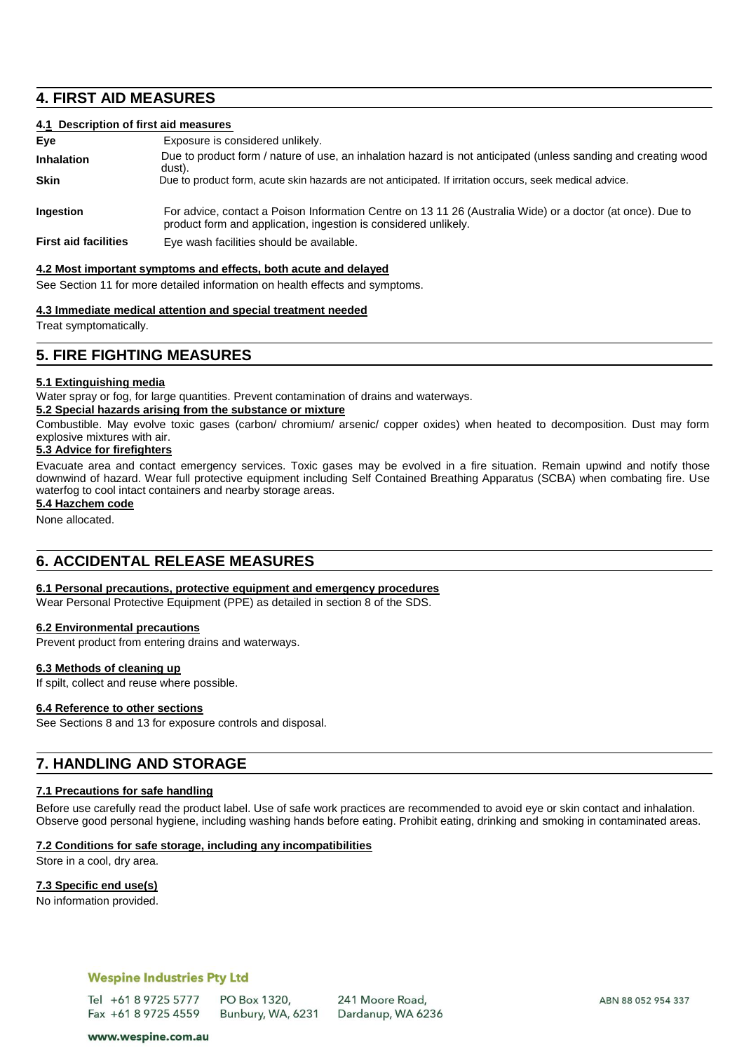## 4. FIRST AID MEASURES

### 4.1 Description of first aid measures

| | |
|---|---|
| **Eye** | Exposure is considered unlikely. |
| **Inhalation** | Due to product form / nature of use, an inhalation hazard is not anticipated (unless sanding and creating wood dust). |
| **Skin** | Due to product form, acute skin hazards are not anticipated. If irritation occurs, seek medical advice. |
| **Ingestion** | For advice, contact a Poison Information Centre on 13 11 26 (Australia Wide) or a doctor (at once). Due to product form and application, ingestion is considered unlikely. |
| **First aid facilities** | Eye wash facilities should be available. |

### 4.2 Most important symptoms and effects, both acute and delayed

See Section 11 for more detailed information on health effects and symptoms.

### 4.3 Immediate medical attention and special treatment needed

Treat symptomatically.

## 5. FIRE FIGHTING MEASURES

### 5.1 Extinguishing media

Water spray or fog, for large quantities. Prevent contamination of drains and waterways.

### 5.2 Special hazards arising from the substance or mixture

Combustible. May evolve toxic gases (carbon/ chromium/ arsenic/ copper oxides) when heated to decomposition. Dust may form explosive mixtures with air.

### 5.3 Advice for firefighters

Evacuate area and contact emergency services. Toxic gases may be evolved in a fire situation. Remain upwind and notify those downwind of hazard. Wear full protective equipment including Self Contained Breathing Apparatus (SCBA) when combating fire. Use waterfog to cool intact containers and nearby storage areas.

### 5.4 Hazchem code

None allocated.

## 6. ACCIDENTAL RELEASE MEASURES

### 6.1 Personal precautions, protective equipment and emergency procedures

Wear Personal Protective Equipment (PPE) as detailed in section 8 of the SDS.

### 6.2 Environmental precautions

Prevent product from entering drains and waterways.

### 6.3 Methods of cleaning up

If spilt, collect and reuse where possible.

### 6.4 Reference to other sections

See Sections 8 and 13 for exposure controls and disposal.

## 7. HANDLING AND STORAGE

### 7.1 Precautions for safe handling

Before use carefully read the product label. Use of safe work practices are recommended to avoid eye or skin contact and inhalation. Observe good personal hygiene, including washing hands before eating. Prohibit eating, drinking and smoking in contaminated areas.

### 7.2 Conditions for safe storage, including any incompatibilities

Store in a cool, dry area.

### 7.3 Specific end use(s)

No information provided.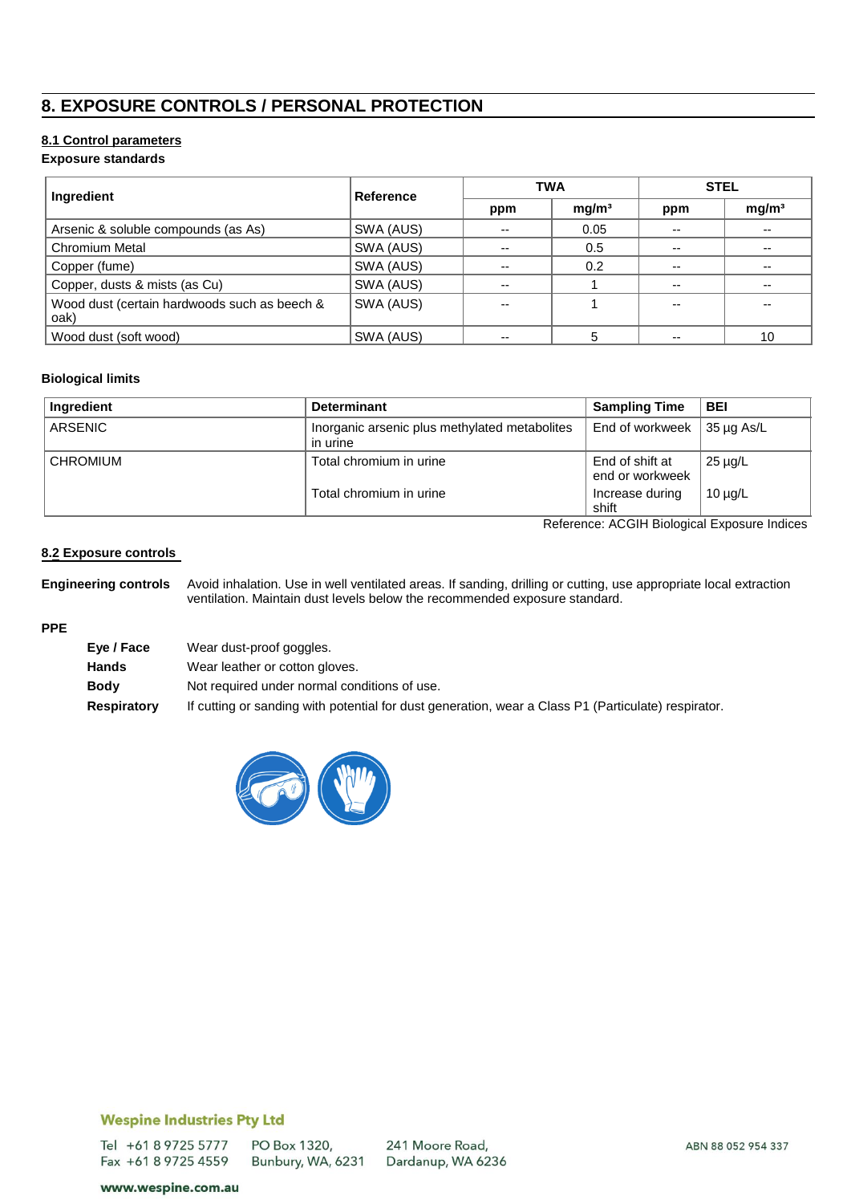## 8. EXPOSURE CONTROLS / PERSONAL PROTECTION

### 8.1 Control parameters

**Exposure standards**

| Ingredient | Reference | TWA | | STEL | |
|---|---|---|---|---|---|
| | | ppm | mg/m³ | ppm | mg/m³ |
| Arsenic & soluble compounds (as As) | SWA (AUS) | -- | 0.05 | -- | -- |
| Chromium Metal | SWA (AUS) | -- | 0.5 | -- | -- |
| Copper (fume) | SWA (AUS) | -- | 0.2 | -- | -- |
| Copper, dusts & mists (as Cu) | SWA (AUS) | -- | 1 | -- | -- |
| Wood dust (certain hardwoods such as beech & oak) | SWA (AUS) | -- | 1 | -- | -- |
| Wood dust (soft wood) | SWA (AUS) | -- | 5 | -- | 10 |

**Biological limits**

| Ingredient | Determinant | Sampling Time | BEI |
|---|---|---|---|
| ARSENIC | Inorganic arsenic plus methylated metabolites in urine | End of workweek | 35 µg As/L |
| CHROMIUM | Total chromium in urine | End of shift at end or workweek | 25 µg/L |
| | Total chromium in urine | Increase during shift | 10 µg/L |

Reference: ACGIH Biological Exposure Indices

### 8.2 Exposure controls

**Engineering controls** Avoid inhalation. Use in well ventilated areas. If sanding, drilling or cutting, use appropriate local extraction ventilation. Maintain dust levels below the recommended exposure standard.

**PPE**

**Eye / Face** Wear dust-proof goggles.

**Hands** Wear leather or cotton gloves.

**Body** Not required under normal conditions of use.

**Respiratory** If cutting or sanding with potential for dust generation, wear a Class P1 (Particulate) respirator.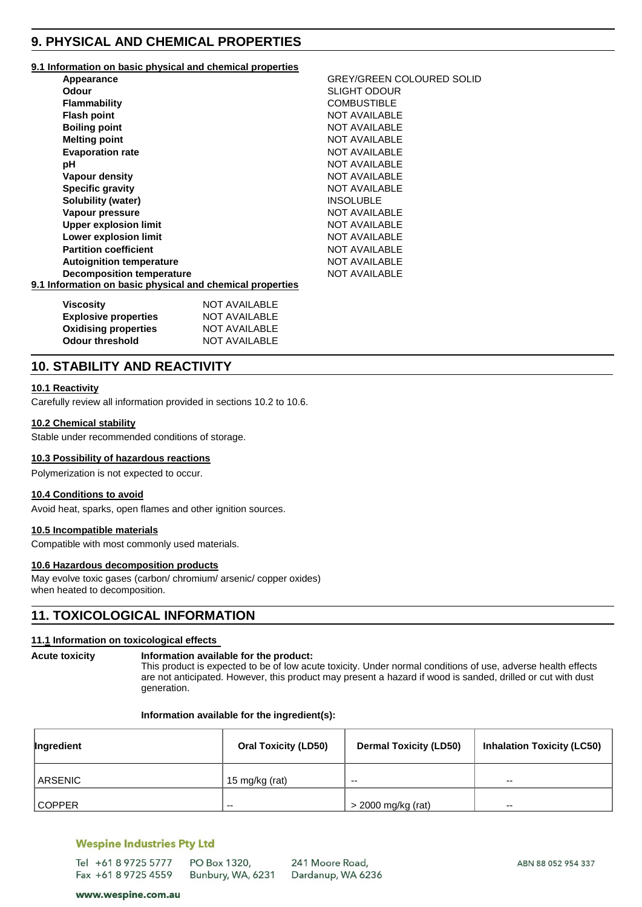## 9. PHYSICAL AND CHEMICAL PROPERTIES

### 9.1 Information on basic physical and chemical properties

| | |
|---|---|
| **Appearance** | GREY/GREEN COLOURED SOLID |
| **Odour** | SLIGHT ODOUR |
| **Flammability** | COMBUSTIBLE |
| **Flash point** | NOT AVAILABLE |
| **Boiling point** | NOT AVAILABLE |
| **Melting point** | NOT AVAILABLE |
| **Evaporation rate** | NOT AVAILABLE |
| **pH** | NOT AVAILABLE |
| **Vapour density** | NOT AVAILABLE |
| **Specific gravity** | NOT AVAILABLE |
| **Solubility (water)** | INSOLUBLE |
| **Vapour pressure** | NOT AVAILABLE |
| **Upper explosion limit** | NOT AVAILABLE |
| **Lower explosion limit** | NOT AVAILABLE |
| **Partition coefficient** | NOT AVAILABLE |
| **Autoignition temperature** | NOT AVAILABLE |
| **Decomposition temperature** | NOT AVAILABLE |

### 9.1 Information on basic physical and chemical properties

| | |
|---|---|
| **Viscosity** | NOT AVAILABLE |
| **Explosive properties** | NOT AVAILABLE |
| **Oxidising properties** | NOT AVAILABLE |
| **Odour threshold** | NOT AVAILABLE |

## 10. STABILITY AND REACTIVITY

### 10.1 Reactivity

Carefully review all information provided in sections 10.2 to 10.6.

### 10.2 Chemical stability

Stable under recommended conditions of storage.

### 10.3 Possibility of hazardous reactions

Polymerization is not expected to occur.

### 10.4 Conditions to avoid

Avoid heat, sparks, open flames and other ignition sources.

### 10.5 Incompatible materials

Compatible with most commonly used materials.

### 10.6 Hazardous decomposition products

May evolve toxic gases (carbon/ chromium/ arsenic/ copper oxides) when heated to decomposition.

## 11. TOXICOLOGICAL INFORMATION

### 11.1 Information on toxicological effects

**Acute toxicity**

**Information available for the product:**
This product is expected to be of low acute toxicity. Under normal conditions of use, adverse health effects are not anticipated. However, this product may present a hazard if wood is sanded, drilled or cut with dust generation.

**Information available for the ingredient(s):**

| Ingredient | Oral Toxicity (LD50) | Dermal Toxicity (LD50) | Inhalation Toxicity (LC50) |
|---|---|---|---|
| ARSENIC | 15 mg/kg (rat) | -- | -- |
| COPPER | -- | > 2000 mg/kg (rat) | -- |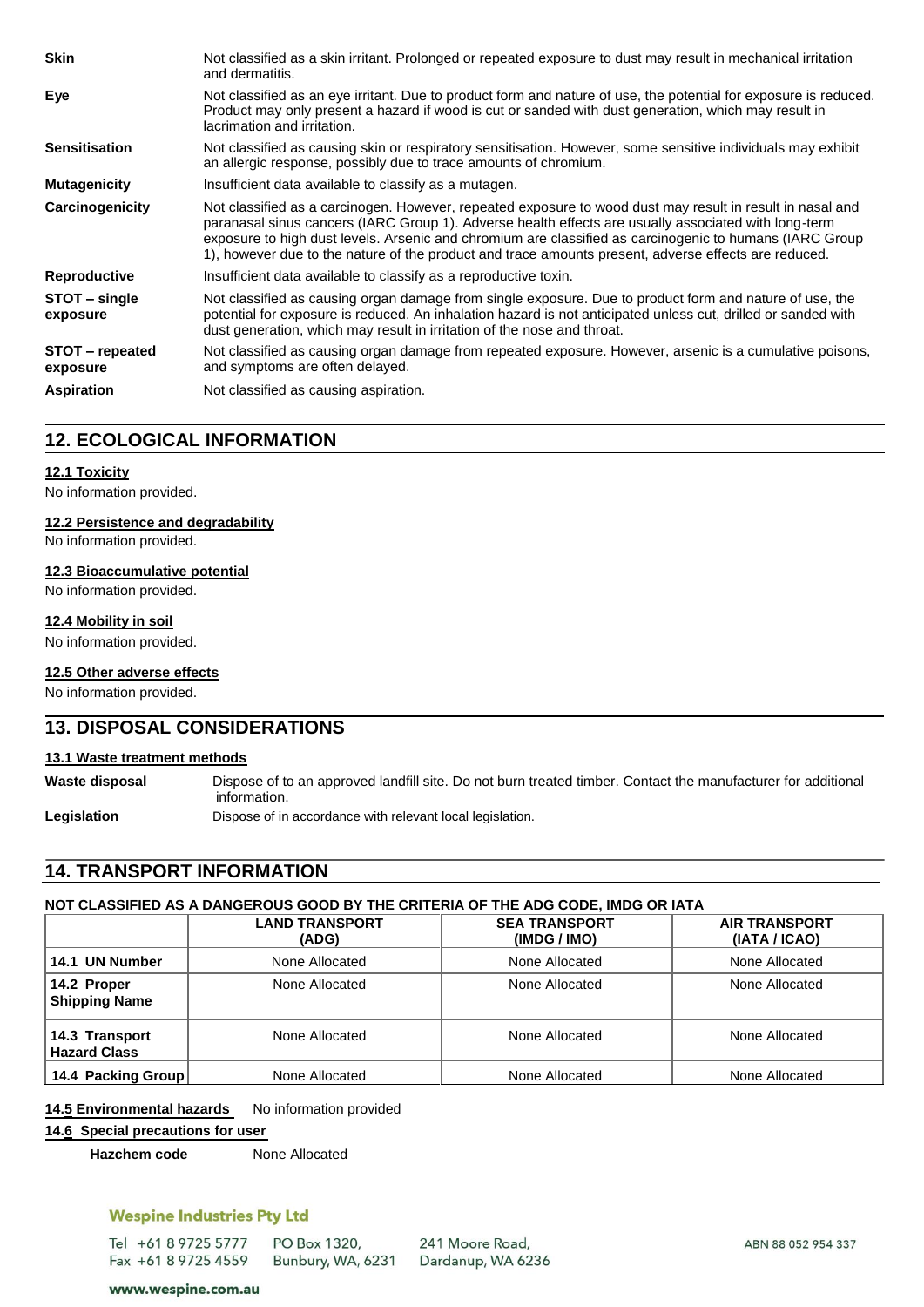| | |
|---|---|
| **Skin** | Not classified as a skin irritant. Prolonged or repeated exposure to dust may result in mechanical irritation and dermatitis. |
| **Eye** | Not classified as an eye irritant. Due to product form and nature of use, the potential for exposure is reduced. Product may only present a hazard if wood is cut or sanded with dust generation, which may result in lacrimation and irritation. |
| **Sensitisation** | Not classified as causing skin or respiratory sensitisation. However, some sensitive individuals may exhibit an allergic response, possibly due to trace amounts of chromium. |
| **Mutagenicity** | Insufficient data available to classify as a mutagen. |
| **Carcinogenicity** | Not classified as a carcinogen. However, repeated exposure to wood dust may result in result in nasal and paranasal sinus cancers (IARC Group 1). Adverse health effects are usually associated with long-term exposure to high dust levels. Arsenic and chromium are classified as carcinogenic to humans (IARC Group 1), however due to the nature of the product and trace amounts present, adverse effects are reduced. |
| **Reproductive** | Insufficient data available to classify as a reproductive toxin. |
| **STOT – single exposure** | Not classified as causing organ damage from single exposure. Due to product form and nature of use, the potential for exposure is reduced. An inhalation hazard is not anticipated unless cut, drilled or sanded with dust generation, which may result in irritation of the nose and throat. |
| **STOT – repeated exposure** | Not classified as causing organ damage from repeated exposure. However, arsenic is a cumulative poisons, and symptoms are often delayed. |
| **Aspiration** | Not classified as causing aspiration. |

## 12. ECOLOGICAL INFORMATION

**12.1 Toxicity**

No information provided.

**12.2 Persistence and degradability**

No information provided.

**12.3 Bioaccumulative potential**

No information provided.

**12.4 Mobility in soil**

No information provided.

**12.5 Other adverse effects**

No information provided.

## 13. DISPOSAL CONSIDERATIONS

**13.1 Waste treatment methods**

| | |
|---|---|
| **Waste disposal** | Dispose of to an approved landfill site. Do not burn treated timber. Contact the manufacturer for additional information. |
| **Legislation** | Dispose of in accordance with relevant local legislation. |

## 14. TRANSPORT INFORMATION

**NOT CLASSIFIED AS A DANGEROUS GOOD BY THE CRITERIA OF THE ADG CODE, IMDG OR IATA**

| | LAND TRANSPORT (ADG) | SEA TRANSPORT (IMDG / IMO) | AIR TRANSPORT (IATA / ICAO) |
|---|---|---|---|
| **14.1 UN Number** | None Allocated | None Allocated | None Allocated |
| **14.2 Proper Shipping Name** | None Allocated | None Allocated | None Allocated |
| **14.3 Transport Hazard Class** | None Allocated | None Allocated | None Allocated |
| **14.4 Packing Group** | None Allocated | None Allocated | None Allocated |

**14.5 Environmental hazards** No information provided

**14.6 Special precautions for user**

**Hazchem code** None Allocated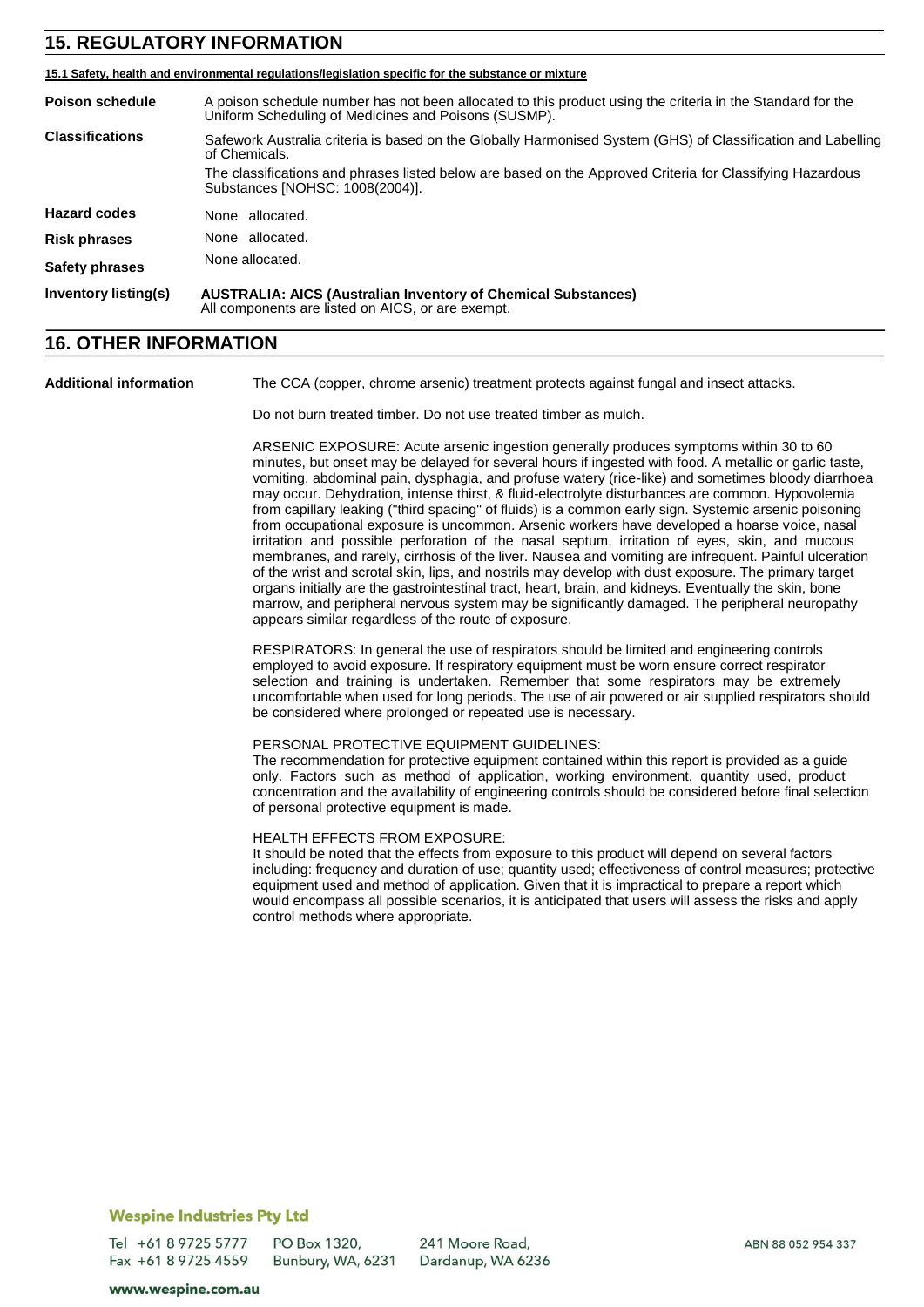## 15. REGULATORY INFORMATION

**15.1 Safety, health and environmental regulations/legislation specific for the substance or mixture**

**Poison schedule** A poison schedule number has not been allocated to this product using the criteria in the Standard for the Uniform Scheduling of Medicines and Poisons (SUSMP).

**Classifications** Safework Australia criteria is based on the Globally Harmonised System (GHS) of Classification and Labelling of Chemicals.

The classifications and phrases listed below are based on the Approved Criteria for Classifying Hazardous Substances [NOHSC: 1008(2004)].

**Hazard codes** None allocated.

**Risk phrases** None allocated.

**Safety phrases** None allocated.

**Inventory listing(s)** **AUSTRALIA: AICS (Australian Inventory of Chemical Substances)**
All components are listed on AICS, or are exempt.

## 16. OTHER INFORMATION

**Additional information** The CCA (copper, chrome arsenic) treatment protects against fungal and insect attacks.

Do not burn treated timber. Do not use treated timber as mulch.

ARSENIC EXPOSURE: Acute arsenic ingestion generally produces symptoms within 30 to 60 minutes, but onset may be delayed for several hours if ingested with food. A metallic or garlic taste, vomiting, abdominal pain, dysphagia, and profuse watery (rice-like) and sometimes bloody diarrhoea may occur. Dehydration, intense thirst, & fluid-electrolyte disturbances are common. Hypovolemia from capillary leaking ("third spacing" of fluids) is a common early sign. Systemic arsenic poisoning from occupational exposure is uncommon. Arsenic workers have developed a hoarse voice, nasal irritation and possible perforation of the nasal septum, irritation of eyes, skin, and mucous membranes, and rarely, cirrhosis of the liver. Nausea and vomiting are infrequent. Painful ulceration of the wrist and scrotal skin, lips, and nostrils may develop with dust exposure. The primary target organs initially are the gastrointestinal tract, heart, brain, and kidneys. Eventually the skin, bone marrow, and peripheral nervous system may be significantly damaged. The peripheral neuropathy appears similar regardless of the route of exposure.

RESPIRATORS: In general the use of respirators should be limited and engineering controls employed to avoid exposure. If respiratory equipment must be worn ensure correct respirator selection and training is undertaken. Remember that some respirators may be extremely uncomfortable when used for long periods. The use of air powered or air supplied respirators should be considered where prolonged or repeated use is necessary.

PERSONAL PROTECTIVE EQUIPMENT GUIDELINES:
The recommendation for protective equipment contained within this report is provided as a guide only. Factors such as method of application, working environment, quantity used, product concentration and the availability of engineering controls should be considered before final selection of personal protective equipment is made.

HEALTH EFFECTS FROM EXPOSURE:
It should be noted that the effects from exposure to this product will depend on several factors including: frequency and duration of use; quantity used; effectiveness of control measures; protective equipment used and method of application. Given that it is impractical to prepare a report which would encompass all possible scenarios, it is anticipated that users will assess the risks and apply control methods where appropriate.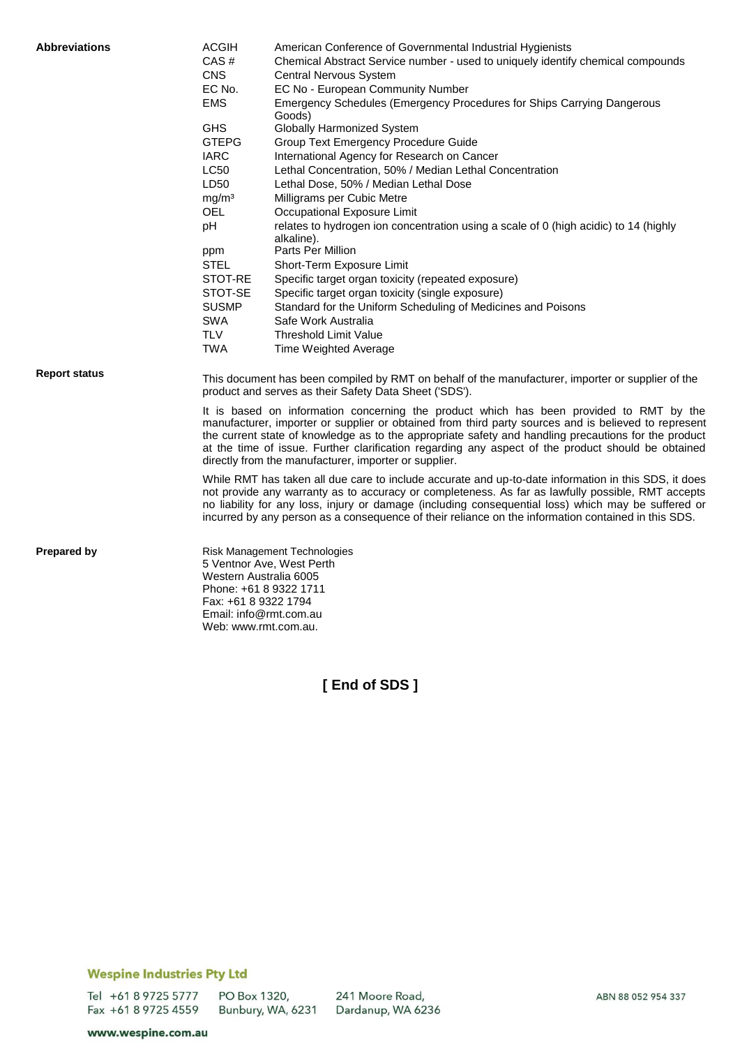**Abbreviations**

| | |
|---|---|
| ACGIH | American Conference of Governmental Industrial Hygienists |
| CAS # | Chemical Abstract Service number - used to uniquely identify chemical compounds |
| CNS | Central Nervous System |
| EC No. | EC No - European Community Number |
| EMS | Emergency Schedules (Emergency Procedures for Ships Carrying Dangerous Goods) |
| GHS | Globally Harmonized System |
| GTEPG | Group Text Emergency Procedure Guide |
| IARC | International Agency for Research on Cancer |
| LC50 | Lethal Concentration, 50% / Median Lethal Concentration |
| LD50 | Lethal Dose, 50% / Median Lethal Dose |
| mg/m³ | Milligrams per Cubic Metre |
| OEL | Occupational Exposure Limit |
| pH | relates to hydrogen ion concentration using a scale of 0 (high acidic) to 14 (highly alkaline). |
| ppm | Parts Per Million |
| STEL | Short-Term Exposure Limit |
| STOT-RE | Specific target organ toxicity (repeated exposure) |
| STOT-SE | Specific target organ toxicity (single exposure) |
| SUSMP | Standard for the Uniform Scheduling of Medicines and Poisons |
| SWA | Safe Work Australia |
| TLV | Threshold Limit Value |
| TWA | Time Weighted Average |

**Report status**

This document has been compiled by RMT on behalf of the manufacturer, importer or supplier of the product and serves as their Safety Data Sheet ('SDS').

It is based on information concerning the product which has been provided to RMT by the manufacturer, importer or supplier or obtained from third party sources and is believed to represent the current state of knowledge as to the appropriate safety and handling precautions for the product at the time of issue. Further clarification regarding any aspect of the product should be obtained directly from the manufacturer, importer or supplier.

While RMT has taken all due care to include accurate and up-to-date information in this SDS, it does not provide any warranty as to accuracy or completeness. As far as lawfully possible, RMT accepts no liability for any loss, injury or damage (including consequential loss) which may be suffered or incurred by any person as a consequence of their reliance on the information contained in this SDS.

**Prepared by**

Risk Management Technologies
5 Ventnor Ave, West Perth
Western Australia 6005
Phone: +61 8 9322 1711
Fax: +61 8 9322 1794
Email: info@rmt.com.au
Web: www.rmt.com.au.

**[ End of SDS ]**

**Wespine Industries Pty Ltd**

Tel +61 8 9725 5777 | PO Box 1320, | 241 Moore Road, | ABN 88 052 954 337
Fax +61 8 9725 4559 | Bunbury, WA, 6231 | Dardanup, WA 6236

www.wespine.com.au